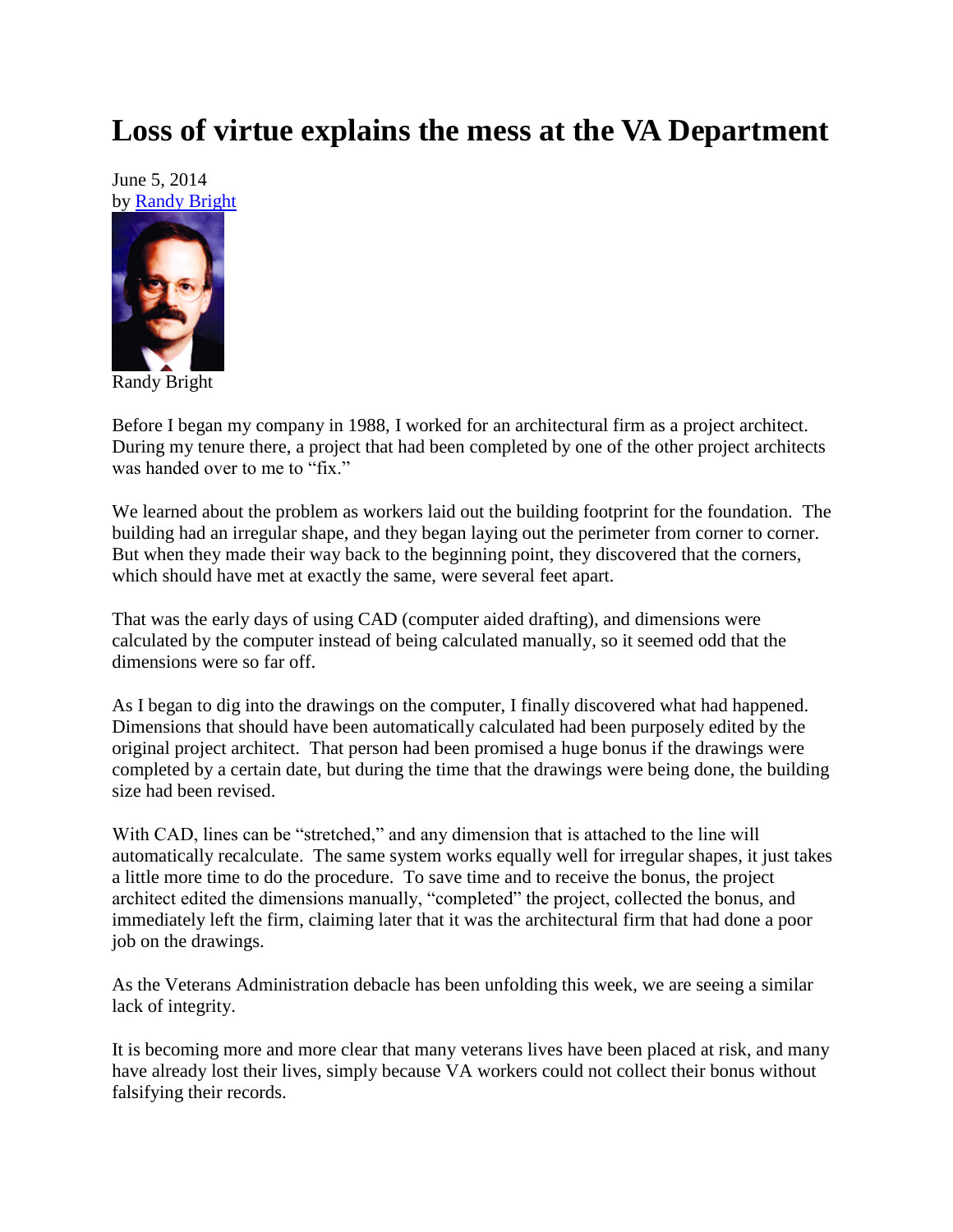# Loss of virtue explains the mess at the VA Department

June 5, 2014
by Randy Bright

Randy Bright

Before I began my company in 1988, I worked for an architectural firm as a project architect. During my tenure there, a project that had been completed by one of the other project architects was handed over to me to "fix."

We learned about the problem as workers laid out the building footprint for the foundation. The building had an irregular shape, and they began laying out the perimeter from corner to corner. But when they made their way back to the beginning point, they discovered that the corners, which should have met at exactly the same, were several feet apart.

That was the early days of using CAD (computer aided drafting), and dimensions were calculated by the computer instead of being calculated manually, so it seemed odd that the dimensions were so far off.

As I began to dig into the drawings on the computer, I finally discovered what had happened. Dimensions that should have been automatically calculated had been purposely edited by the original project architect. That person had been promised a huge bonus if the drawings were completed by a certain date, but during the time that the drawings were being done, the building size had been revised.

With CAD, lines can be "stretched," and any dimension that is attached to the line will automatically recalculate. The same system works equally well for irregular shapes, it just takes a little more time to do the procedure. To save time and to receive the bonus, the project architect edited the dimensions manually, "completed" the project, collected the bonus, and immediately left the firm, claiming later that it was the architectural firm that had done a poor job on the drawings.

As the Veterans Administration debacle has been unfolding this week, we are seeing a similar lack of integrity.

It is becoming more and more clear that many veterans lives have been placed at risk, and many have already lost their lives, simply because VA workers could not collect their bonus without falsifying their records.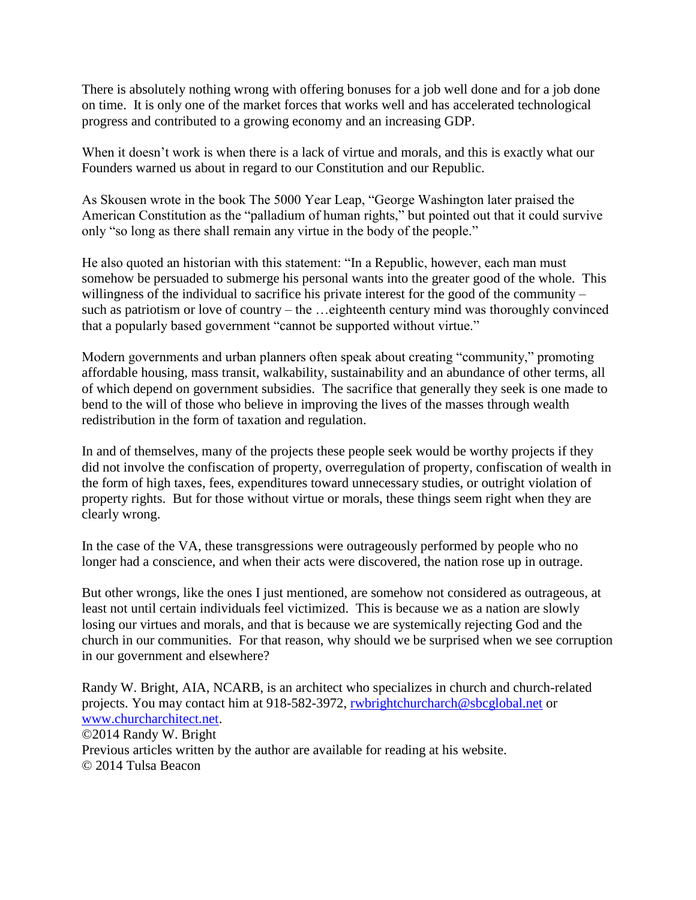There is absolutely nothing wrong with offering bonuses for a job well done and for a job done on time. It is only one of the market forces that works well and has accelerated technological progress and contributed to a growing economy and an increasing GDP.

When it doesn't work is when there is a lack of virtue and morals, and this is exactly what our Founders warned us about in regard to our Constitution and our Republic.

As Skousen wrote in the book The 5000 Year Leap, "George Washington later praised the American Constitution as the "palladium of human rights," but pointed out that it could survive only "so long as there shall remain any virtue in the body of the people."

He also quoted an historian with this statement: "In a Republic, however, each man must somehow be persuaded to submerge his personal wants into the greater good of the whole. This willingness of the individual to sacrifice his private interest for the good of the community – such as patriotism or love of country – the …eighteenth century mind was thoroughly convinced that a popularly based government "cannot be supported without virtue."

Modern governments and urban planners often speak about creating "community," promoting affordable housing, mass transit, walkability, sustainability and an abundance of other terms, all of which depend on government subsidies. The sacrifice that generally they seek is one made to bend to the will of those who believe in improving the lives of the masses through wealth redistribution in the form of taxation and regulation.

In and of themselves, many of the projects these people seek would be worthy projects if they did not involve the confiscation of property, overregulation of property, confiscation of wealth in the form of high taxes, fees, expenditures toward unnecessary studies, or outright violation of property rights. But for those without virtue or morals, these things seem right when they are clearly wrong.

In the case of the VA, these transgressions were outrageously performed by people who no longer had a conscience, and when their acts were discovered, the nation rose up in outrage.

But other wrongs, like the ones I just mentioned, are somehow not considered as outrageous, at least not until certain individuals feel victimized. This is because we as a nation are slowly losing our virtues and morals, and that is because we are systemically rejecting God and the church in our communities. For that reason, why should we be surprised when we see corruption in our government and elsewhere?

Randy W. Bright, AIA, NCARB, is an architect who specializes in church and church-related projects. You may contact him at 918-582-3972, rwbrightchurcharch@sbcglobal.net or www.churcharchitect.net.
©2014 Randy W. Bright
Previous articles written by the author are available for reading at his website.
© 2014 Tulsa Beacon